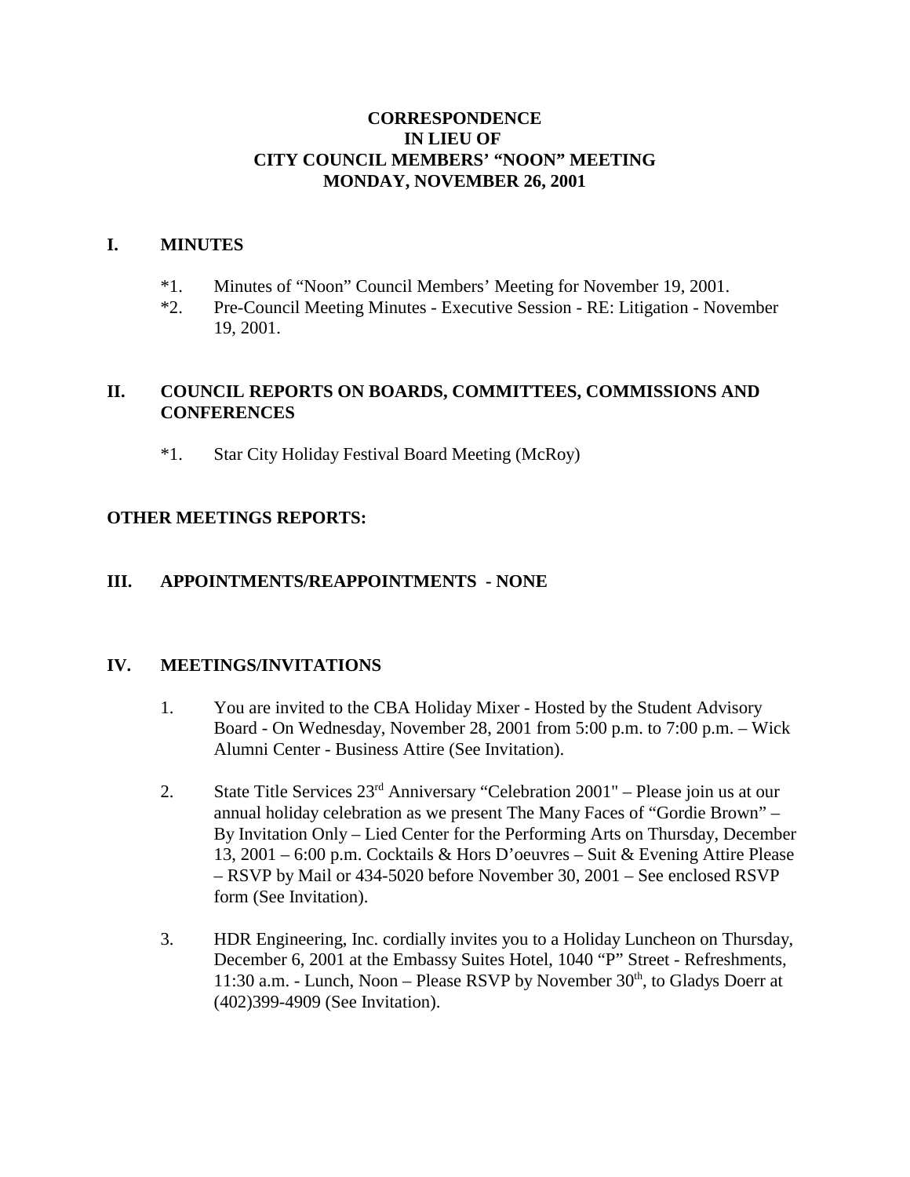# CORRESPONDENCE
# IN LIEU OF
# CITY COUNCIL MEMBERS' "NOON" MEETING
# MONDAY, NOVEMBER 26, 2001

## I. MINUTES

*1. Minutes of "Noon" Council Members' Meeting for November 19, 2001.

*2. Pre-Council Meeting Minutes - Executive Session - RE: Litigation - November 19, 2001.

## II. COUNCIL REPORTS ON BOARDS, COMMITTEES, COMMISSIONS AND CONFERENCES

*1. Star City Holiday Festival Board Meeting (McRoy)

## OTHER MEETINGS REPORTS:

## III. APPOINTMENTS/REAPPOINTMENTS - NONE

## IV. MEETINGS/INVITATIONS

1. You are invited to the CBA Holiday Mixer - Hosted by the Student Advisory Board - On Wednesday, November 28, 2001 from 5:00 p.m. to 7:00 p.m. – Wick Alumni Center - Business Attire (See Invitation).

2. State Title Services 23rd Anniversary "Celebration 2001" – Please join us at our annual holiday celebration as we present The Many Faces of "Gordie Brown" – By Invitation Only – Lied Center for the Performing Arts on Thursday, December 13, 2001 – 6:00 p.m. Cocktails & Hors D'oeuvres – Suit & Evening Attire Please – RSVP by Mail or 434-5020 before November 30, 2001 – See enclosed RSVP form (See Invitation).

3. HDR Engineering, Inc. cordially invites you to a Holiday Luncheon on Thursday, December 6, 2001 at the Embassy Suites Hotel, 1040 "P" Street - Refreshments, 11:30 a.m. - Lunch, Noon – Please RSVP by November 30th, to Gladys Doerr at (402)399-4909 (See Invitation).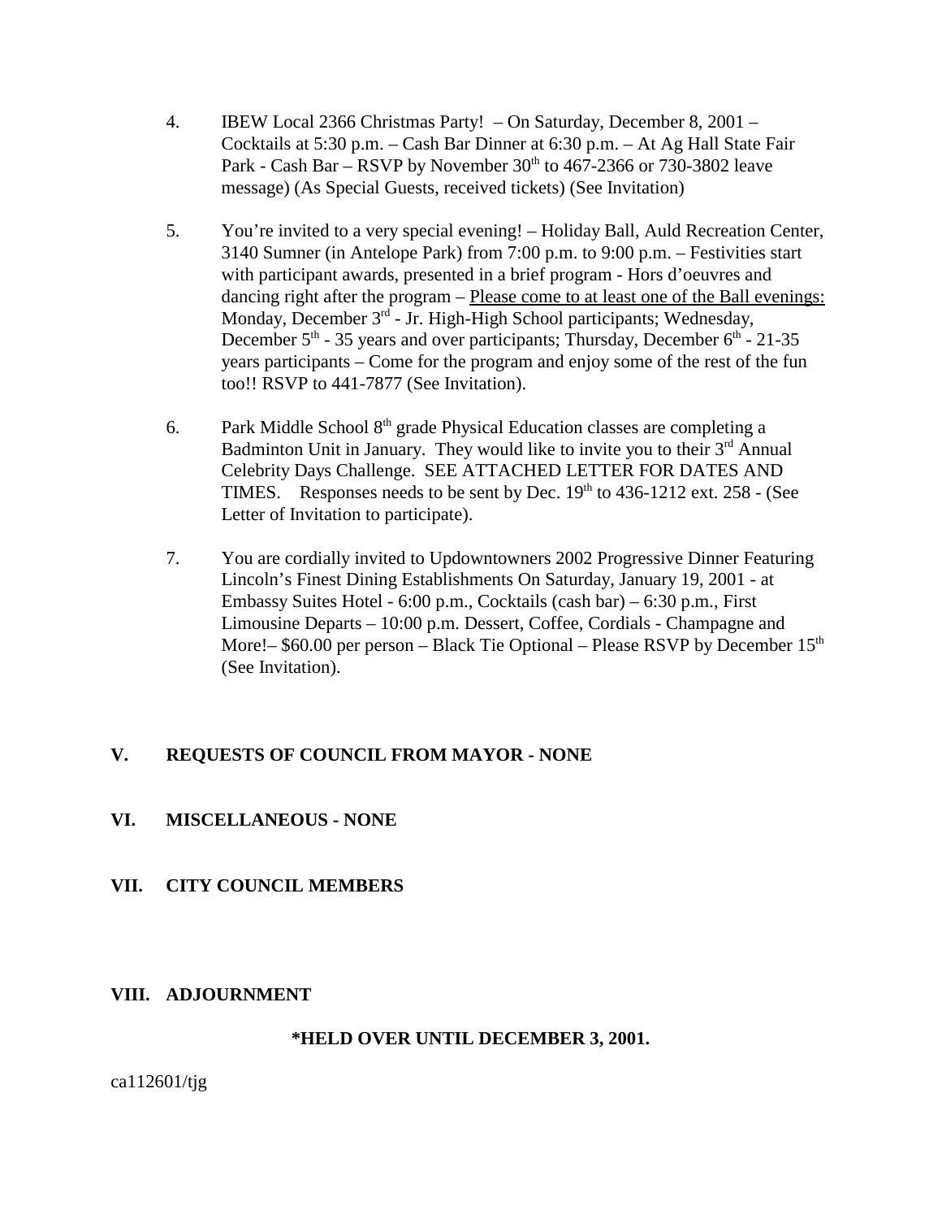4. IBEW Local 2366 Christmas Party! – On Saturday, December 8, 2001 – Cocktails at 5:30 p.m. – Cash Bar Dinner at 6:30 p.m. – At Ag Hall State Fair Park - Cash Bar – RSVP by November 30th to 467-2366 or 730-3802 leave message) (As Special Guests, received tickets) (See Invitation)

5. You're invited to a very special evening! – Holiday Ball, Auld Recreation Center, 3140 Sumner (in Antelope Park) from 7:00 p.m. to 9:00 p.m. – Festivities start with participant awards, presented in a brief program - Hors d'oeuvres and dancing right after the program – <u>Please come to at least one of the Ball evenings:</u> Monday, December 3rd - Jr. High-High School participants; Wednesday, December 5th - 35 years and over participants; Thursday, December 6th - 21-35 years participants – Come for the program and enjoy some of the rest of the fun too!! RSVP to 441-7877 (See Invitation).

6. Park Middle School 8th grade Physical Education classes are completing a Badminton Unit in January. They would like to invite you to their 3rd Annual Celebrity Days Challenge. SEE ATTACHED LETTER FOR DATES AND TIMES. Responses needs to be sent by Dec. 19th to 436-1212 ext. 258 - (See Letter of Invitation to participate).

7. You are cordially invited to Updowntowners 2002 Progressive Dinner Featuring Lincoln's Finest Dining Establishments On Saturday, January 19, 2001 - at Embassy Suites Hotel - 6:00 p.m., Cocktails (cash bar) – 6:30 p.m., First Limousine Departs – 10:00 p.m. Dessert, Coffee, Cordials - Champagne and More!– $60.00 per person – Black Tie Optional – Please RSVP by December 15th (See Invitation).

## V. REQUESTS OF COUNCIL FROM MAYOR - NONE

## VI. MISCELLANEOUS - NONE

## VII. CITY COUNCIL MEMBERS

## VIII. ADJOURNMENT

**\*HELD OVER UNTIL DECEMBER 3, 2001.**

ca112601/tjg